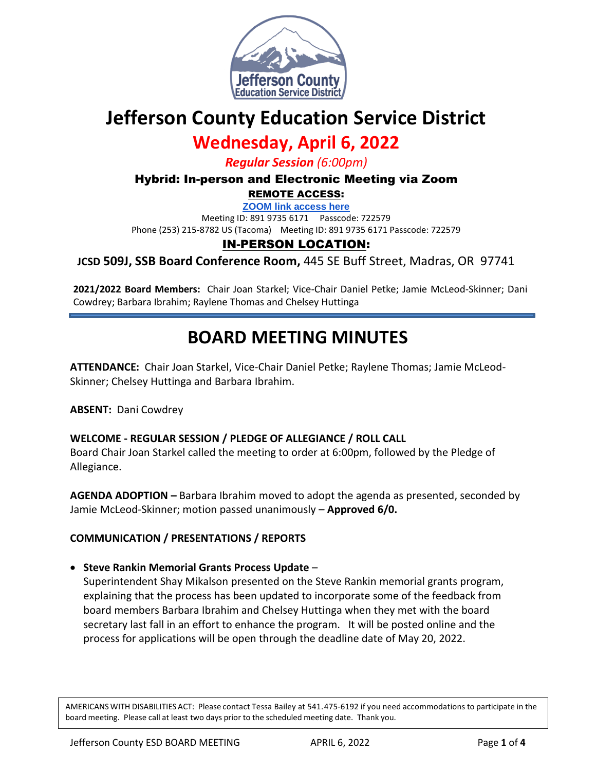# Jefferson County Education Service District

## Wednesday, April 6, 2022

*Regular Session (6:00pm)*

**Hybrid: In-person and Electronic Meeting via Zoom**

**REMOTE ACCESS:**

**ZOOM link access here**

Meeting ID: 891 9735 6171 Passcode: 722579

Phone (253) 215-8782 US (Tacoma) Meeting ID: 891 9735 6171 Passcode: 722579

**IN-PERSON LOCATION:**

**JCSD 509J, SSB Board Conference Room,** 445 SE Buff Street, Madras, OR 97741

**2021/2022 Board Members:** Chair Joan Starkel; Vice-Chair Daniel Petke; Jamie McLeod-Skinner; Dani Cowdrey; Barbara Ibrahim; Raylene Thomas and Chelsey Huttinga

# BOARD MEETING MINUTES

**ATTENDANCE:** Chair Joan Starkel, Vice-Chair Daniel Petke; Raylene Thomas; Jamie McLeod-Skinner; Chelsey Huttinga and Barbara Ibrahim.

**ABSENT:** Dani Cowdrey

**WELCOME - REGULAR SESSION / PLEDGE OF ALLEGIANCE / ROLL CALL**

Board Chair Joan Starkel called the meeting to order at 6:00pm, followed by the Pledge of Allegiance.

**AGENDA ADOPTION –** Barbara Ibrahim moved to adopt the agenda as presented, seconded by Jamie McLeod-Skinner; motion passed unanimously – **Approved 6/0.**

**COMMUNICATION / PRESENTATIONS / REPORTS**

- **Steve Rankin Memorial Grants Process Update** –
  Superintendent Shay Mikalson presented on the Steve Rankin memorial grants program, explaining that the process has been updated to incorporate some of the feedback from board members Barbara Ibrahim and Chelsey Huttinga when they met with the board secretary last fall in an effort to enhance the program. It will be posted online and the process for applications will be open through the deadline date of May 20, 2022.

AMERICANS WITH DISABILITIES ACT: Please contact Tessa Bailey at 541.475-6192 if you need accommodations to participate in the board meeting. Please call at least two days prior to the scheduled meeting date. Thank you.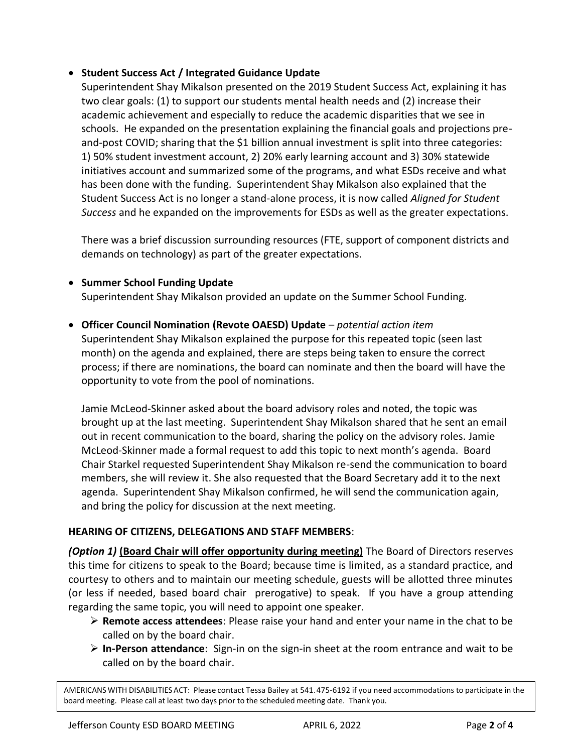- **Student Success Act / Integrated Guidance Update**

  Superintendent Shay Mikalson presented on the 2019 Student Success Act, explaining it has two clear goals: (1) to support our students mental health needs and (2) increase their academic achievement and especially to reduce the academic disparities that we see in schools. He expanded on the presentation explaining the financial goals and projections pre-and-post COVID; sharing that the $1 billion annual investment is split into three categories: 1) 50% student investment account, 2) 20% early learning account and 3) 30% statewide initiatives account and summarized some of the programs, and what ESDs receive and what has been done with the funding. Superintendent Shay Mikalson also explained that the Student Success Act is no longer a stand-alone process, it is now called *Aligned for Student Success* and he expanded on the improvements for ESDs as well as the greater expectations.

  There was a brief discussion surrounding resources (FTE, support of component districts and demands on technology) as part of the greater expectations.

- **Summer School Funding Update**

  Superintendent Shay Mikalson provided an update on the Summer School Funding.

- **Officer Council Nomination (Revote OAESD) Update** – *potential action item*

  Superintendent Shay Mikalson explained the purpose for this repeated topic (seen last month) on the agenda and explained, there are steps being taken to ensure the correct process; if there are nominations, the board can nominate and then the board will have the opportunity to vote from the pool of nominations.

  Jamie McLeod-Skinner asked about the board advisory roles and noted, the topic was brought up at the last meeting. Superintendent Shay Mikalson shared that he sent an email out in recent communication to the board, sharing the policy on the advisory roles. Jamie McLeod-Skinner made a formal request to add this topic to next month's agenda. Board Chair Starkel requested Superintendent Shay Mikalson re-send the communication to board members, she will review it. She also requested that the Board Secretary add it to the next agenda. Superintendent Shay Mikalson confirmed, he will send the communication again, and bring the policy for discussion at the next meeting.

**HEARING OF CITIZENS, DELEGATIONS AND STAFF MEMBERS**:

***(Option 1)*** **(Board Chair will offer opportunity during meeting)** The Board of Directors reserves this time for citizens to speak to the Board; because time is limited, as a standard practice, and courtesy to others and to maintain our meeting schedule, guests will be allotted three minutes (or less if needed, based board chair prerogative) to speak. If you have a group attending regarding the same topic, you will need to appoint one speaker.

- **Remote access attendees**: Please raise your hand and enter your name in the chat to be called on by the board chair.
- **In-Person attendance**: Sign-in on the sign-in sheet at the room entrance and wait to be called on by the board chair.

AMERICANS WITH DISABILITIES ACT: Please contact Tessa Bailey at 541.475-6192 if you need accommodations to participate in the board meeting. Please call at least two days prior to the scheduled meeting date. Thank you.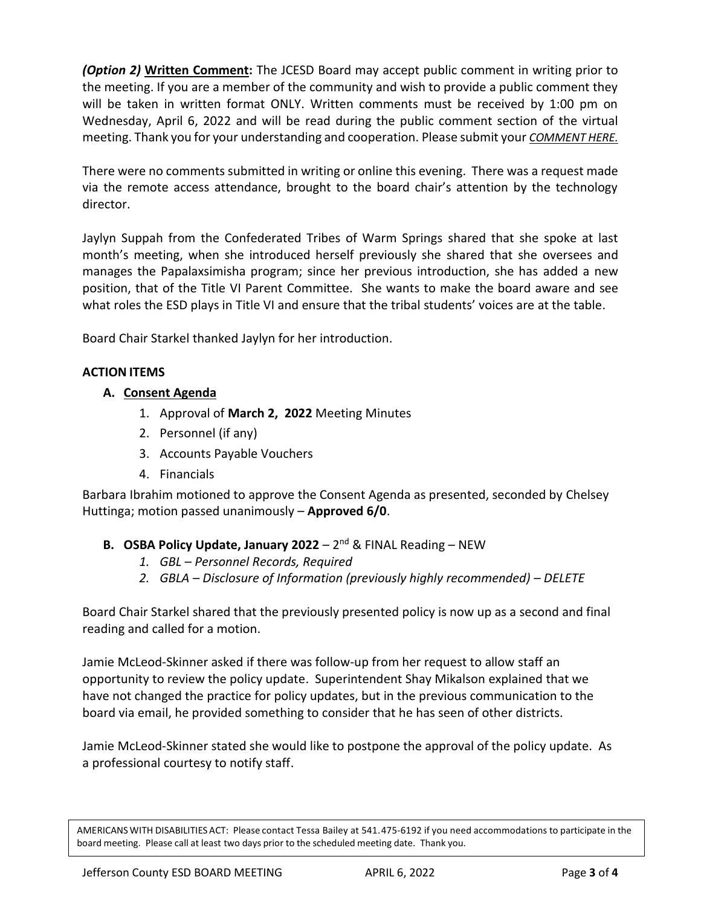***(Option 2)* Written Comment:** The JCESD Board may accept public comment in writing prior to the meeting. If you are a member of the community and wish to provide a public comment they will be taken in written format ONLY. Written comments must be received by 1:00 pm on Wednesday, April 6, 2022 and will be read during the public comment section of the virtual meeting. Thank you for your understanding and cooperation. Please submit your *COMMENT HERE.*

There were no comments submitted in writing or online this evening. There was a request made via the remote access attendance, brought to the board chair's attention by the technology director.

Jaylyn Suppah from the Confederated Tribes of Warm Springs shared that she spoke at last month's meeting, when she introduced herself previously she shared that she oversees and manages the Papalaxsimisha program; since her previous introduction, she has added a new position, that of the Title VI Parent Committee. She wants to make the board aware and see what roles the ESD plays in Title VI and ensure that the tribal students' voices are at the table.

Board Chair Starkel thanked Jaylyn for her introduction.

## ACTION ITEMS

**A. Consent Agenda**

1. Approval of **March 2, 2022** Meeting Minutes
2. Personnel (if any)
3. Accounts Payable Vouchers
4. Financials

Barbara Ibrahim motioned to approve the Consent Agenda as presented, seconded by Chelsey Huttinga; motion passed unanimously – **Approved 6/0**.

**B. OSBA Policy Update, January 2022** – 2nd & FINAL Reading – NEW

1. *GBL – Personnel Records, Required*
2. *GBLA – Disclosure of Information (previously highly recommended) – DELETE*

Board Chair Starkel shared that the previously presented policy is now up as a second and final reading and called for a motion.

Jamie McLeod-Skinner asked if there was follow-up from her request to allow staff an opportunity to review the policy update. Superintendent Shay Mikalson explained that we have not changed the practice for policy updates, but in the previous communication to the board via email, he provided something to consider that he has seen of other districts.

Jamie McLeod-Skinner stated she would like to postpone the approval of the policy update. As a professional courtesy to notify staff.

AMERICANS WITH DISABILITIES ACT: Please contact Tessa Bailey at 541.475-6192 if you need accommodations to participate in the board meeting. Please call at least two days prior to the scheduled meeting date. Thank you.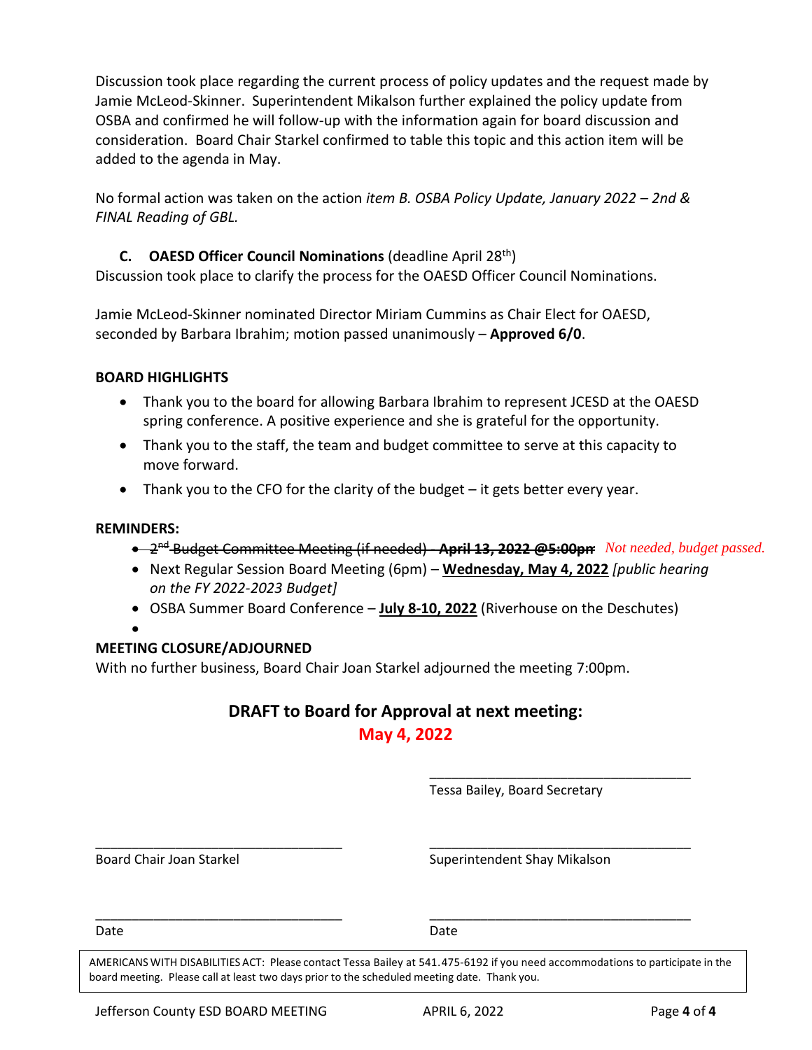Discussion took place regarding the current process of policy updates and the request made by Jamie McLeod-Skinner. Superintendent Mikalson further explained the policy update from OSBA and confirmed he will follow-up with the information again for board discussion and consideration. Board Chair Starkel confirmed to table this topic and this action item will be added to the agenda in May.

No formal action was taken on the action *item B. OSBA Policy Update, January 2022 – 2nd & FINAL Reading of GBL.*

**C. OAESD Officer Council Nominations** (deadline April 28th)

Discussion took place to clarify the process for the OAESD Officer Council Nominations.

Jamie McLeod-Skinner nominated Director Miriam Cummins as Chair Elect for OAESD, seconded by Barbara Ibrahim; motion passed unanimously – **Approved 6/0**.

**BOARD HIGHLIGHTS**

- Thank you to the board for allowing Barbara Ibrahim to represent JCESD at the OAESD spring conference. A positive experience and she is grateful for the opportunity.
- Thank you to the staff, the team and budget committee to serve at this capacity to move forward.
- Thank you to the CFO for the clarity of the budget – it gets better every year.

**REMINDERS:**

- ~~2nd Budget Committee Meeting (if needed) – **April 13, 2022 @5:00pm**~~ *Not needed, budget passed.*
- Next Regular Session Board Meeting (6pm) – **Wednesday, May 4, 2022** *[public hearing on the FY 2022-2023 Budget]*
- OSBA Summer Board Conference – **July 8-10, 2022** (Riverhouse on the Deschutes)

**MEETING CLOSURE/ADJOURNED**

With no further business, Board Chair Joan Starkel adjourned the meeting 7:00pm.

**DRAFT to Board for Approval at next meeting:**
**May 4, 2022**

\_\_\_\_\_\_\_\_\_\_\_\_\_\_\_\_\_\_\_\_\_\_\_\_\_\_\_\_\_\_\_\_\_\_\_
Tessa Bailey, Board Secretary

\_\_\_\_\_\_\_\_\_\_\_\_\_\_\_\_\_\_\_\_\_\_\_\_\_\_\_\_\_\_\_\_\_\_\_
Board Chair Joan Starkel

\_\_\_\_\_\_\_\_\_\_\_\_\_\_\_\_\_\_\_\_\_\_\_\_\_\_\_\_\_\_\_\_\_\_\_
Superintendent Shay Mikalson

\_\_\_\_\_\_\_\_\_\_\_\_\_\_\_\_\_\_\_\_\_\_\_\_\_\_\_\_\_\_\_\_\_\_\_
Date

\_\_\_\_\_\_\_\_\_\_\_\_\_\_\_\_\_\_\_\_\_\_\_\_\_\_\_\_\_\_\_\_\_\_\_
Date

AMERICANS WITH DISABILITIES ACT: Please contact Tessa Bailey at 541.475-6192 if you need accommodations to participate in the board meeting. Please call at least two days prior to the scheduled meeting date. Thank you.